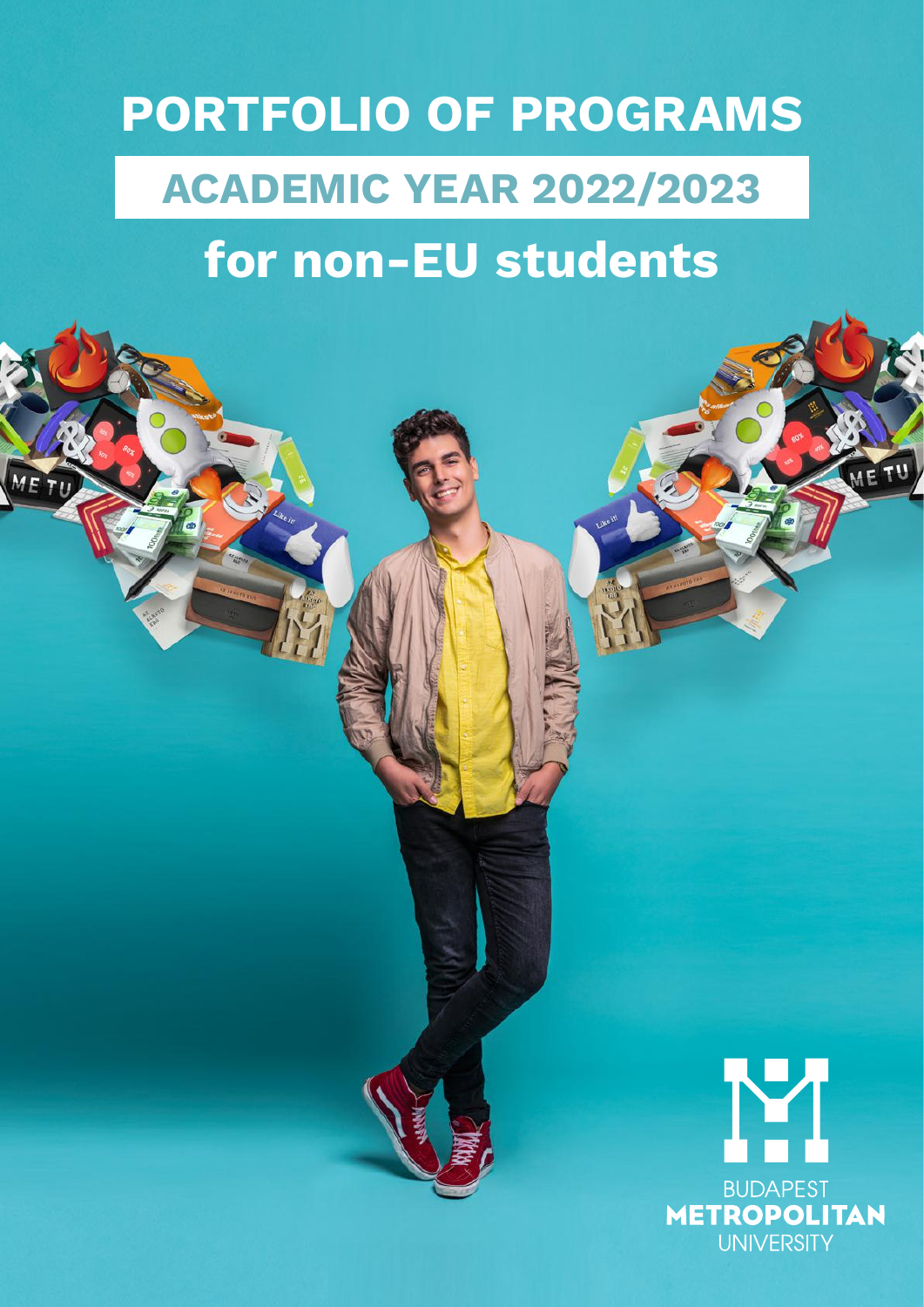# PORTFOLIO OF PROGRAMS

## ACADEMIC YEAR 2022/2023

## for non-EU students

BUDAPEST
**METROPOLITAN**
UNIVERSITY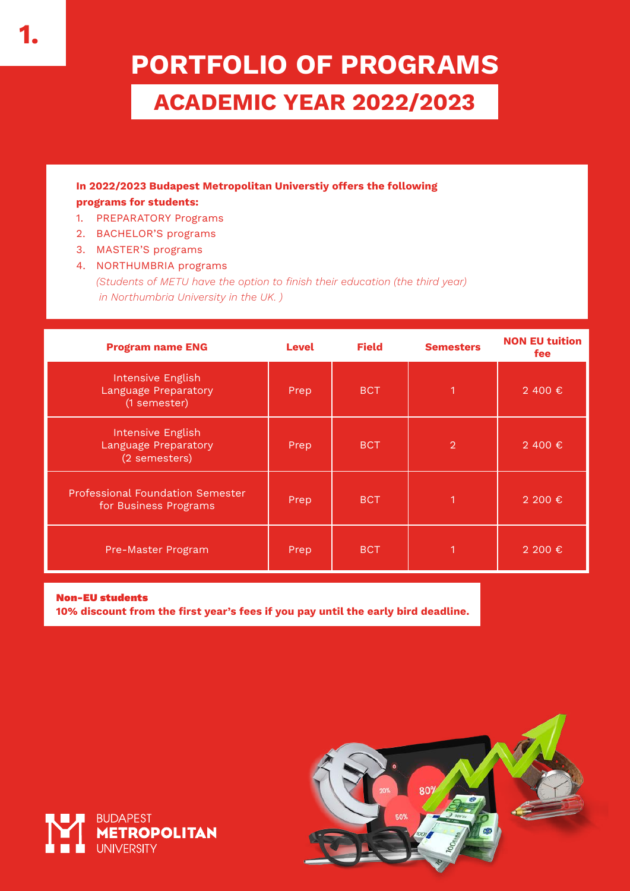# 1.

# PORTFOLIO OF PROGRAMS

## ACADEMIC YEAR 2022/2023

**In 2022/2023 Budapest Metropolitan Universtiy offers the following programs for students:**

1. PREPARATORY Programs
2. BACHELOR'S programs
3. MASTER'S programs
4. NORTHUMBRIA programs
   *(Students of METU have the option to finish their education (the third year) in Northumbria University in the UK. )*

| Program name ENG | Level | Field | Semesters | NON EU tuition fee |
|---|---|---|---|---|
| Intensive English Language Preparatory (1 semester) | Prep | BCT | 1 | 2 400 € |
| Intensive English Language Preparatory (2 semesters) | Prep | BCT | 2 | 2 400 € |
| Professional Foundation Semester for Business Programs | Prep | BCT | 1 | 2 200 € |
| Pre-Master Program | Prep | BCT | 1 | 2 200 € |

**Non-EU students**
**10% discount from the first year's fees if you pay until the early bird deadline.**

BUDAPEST **METROPOLITAN** UNIVERSITY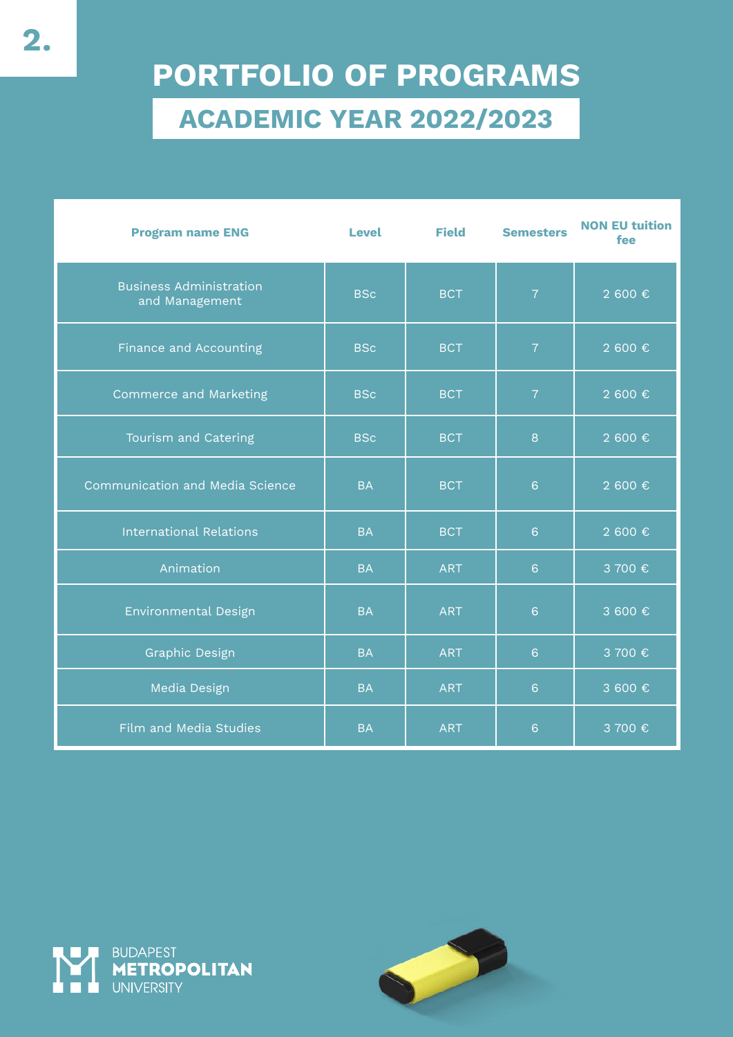# PORTFOLIO OF PROGRAMS

## ACADEMIC YEAR 2022/2023

| Program name ENG | Level | Field | Semesters | NON EU tuition fee |
|---|---|---|---|---|
| Business Administration and Management | BSc | BCT | 7 | 2 600 € |
| Finance and Accounting | BSc | BCT | 7 | 2 600 € |
| Commerce and Marketing | BSc | BCT | 7 | 2 600 € |
| Tourism and Catering | BSc | BCT | 8 | 2 600 € |
| Communication and Media Science | BA | BCT | 6 | 2 600 € |
| International Relations | BA | BCT | 6 | 2 600 € |
| Animation | BA | ART | 6 | 3 700 € |
| Environmental Design | BA | ART | 6 | 3 600 € |
| Graphic Design | BA | ART | 6 | 3 700 € |
| Media Design | BA | ART | 6 | 3 600 € |
| Film and Media Studies | BA | ART | 6 | 3 700 € |

BUDAPEST
**METROPOLITAN**
UNIVERSITY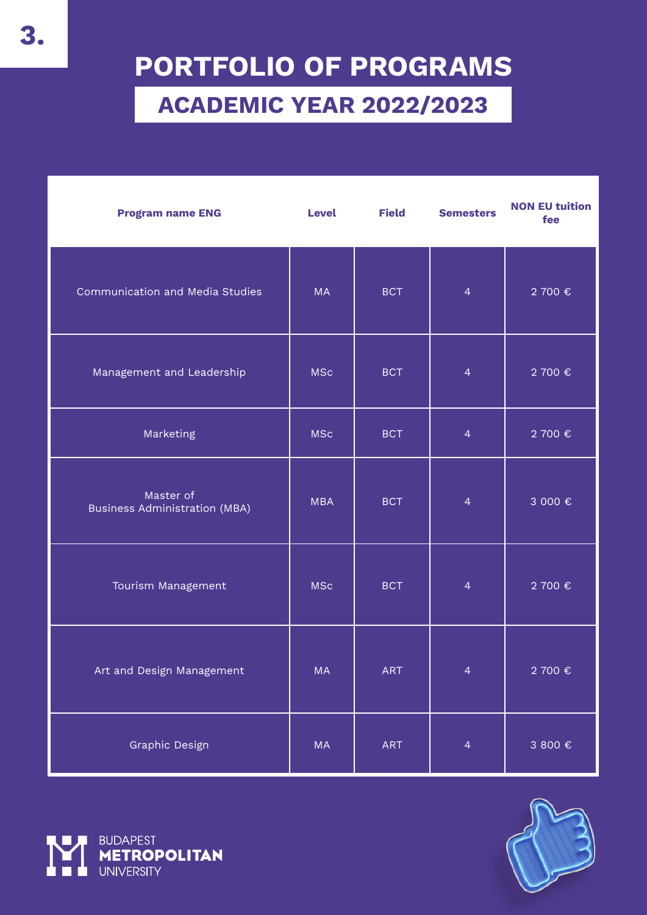3.

# PORTFOLIO OF PROGRAMS

## ACADEMIC YEAR 2022/2023

| Program name ENG | Level | Field | Semesters | NON EU tuition fee |
|---|---|---|---|---|
| Communication and Media Studies | MA | BCT | 4 | 2 700 € |
| Management and Leadership | MSc | BCT | 4 | 2 700 € |
| Marketing | MSc | BCT | 4 | 2 700 € |
| Master of Business Administration (MBA) | MBA | BCT | 4 | 3 000 € |
| Tourism Management | MSc | BCT | 4 | 2 700 € |
| Art and Design Management | MA | ART | 4 | 2 700 € |
| Graphic Design | MA | ART | 4 | 3 800 € |

BUDAPEST **METROPOLITAN** UNIVERSITY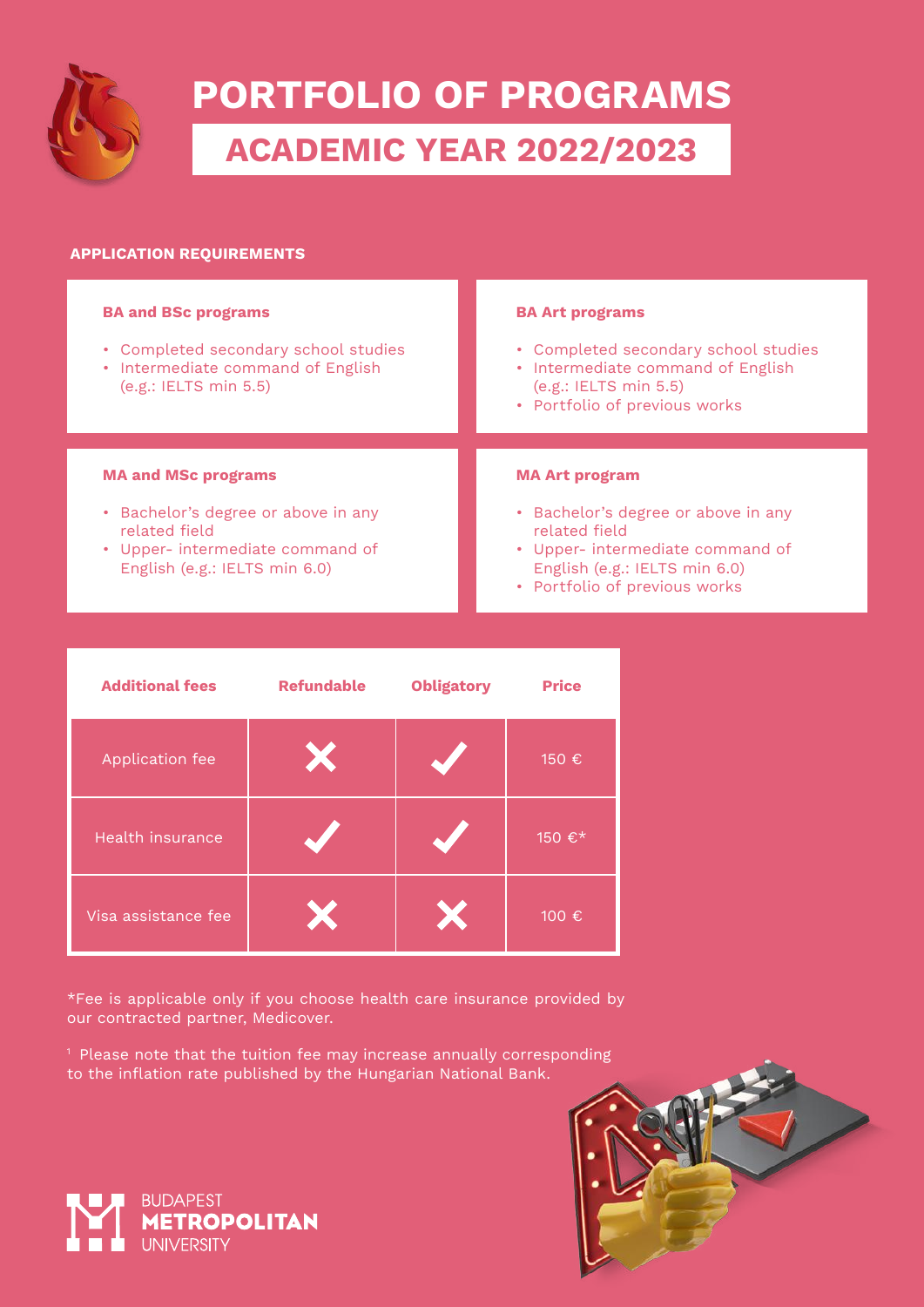# PORTFOLIO OF PROGRAMS

## ACADEMIC YEAR 2022/2023

### APPLICATION REQUIREMENTS

**BA and BSc programs**

- Completed secondary school studies
- Intermediate command of English (e.g.: IELTS min 5.5)

**BA Art programs**

- Completed secondary school studies
- Intermediate command of English (e.g.: IELTS min 5.5)
- Portfolio of previous works

**MA and MSc programs**

- Bachelor's degree or above in any related field
- Upper- intermediate command of English (e.g.: IELTS min 6.0)

**MA Art program**

- Bachelor's degree or above in any related field
- Upper- intermediate command of English (e.g.: IELTS min 6.0)
- Portfolio of previous works

| Additional fees | Refundable | Obligatory | Price |
|---|---|---|---|
| Application fee | ✗ | ✓ | 150 € |
| Health insurance | ✓ | ✓ | 150 €* |
| Visa assistance fee | ✗ | ✗ | 100 € |

*Fee is applicable only if you choose health care insurance provided by our contracted partner, Medicover.

[1] Please note that the tuition fee may increase annually corresponding to the inflation rate published by the Hungarian National Bank.

BUDAPEST **METROPOLITAN** UNIVERSITY